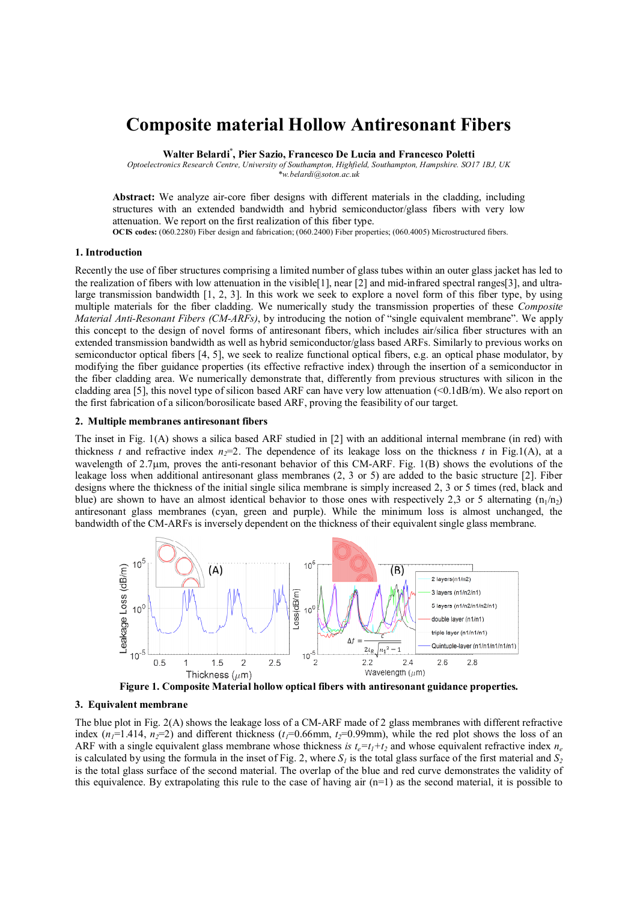# Composite material Hollow Antiresonant Fibers

**Walter Belardi*, Pier Sazio, Francesco De Lucia and Francesco Poletti**

*Optoelectronics Research Centre, University of Southampton, Highfield, Southampton, Hampshire. SO17 1BJ, UK*
*\*w.belardi@soton.ac.uk*

**Abstract:** We analyze air-core fiber designs with different materials in the cladding, including structures with an extended bandwidth and hybrid semiconductor/glass fibers with very low attenuation. We report on the first realization of this fiber type.

**OCIS codes:** (060.2280) Fiber design and fabrication; (060.2400) Fiber properties; (060.4005) Microstructured fibers.

## 1. Introduction

Recently the use of fiber structures comprising a limited number of glass tubes within an outer glass jacket has led to the realization of fibers with low attenuation in the visible[1], near [2] and mid-infrared spectral ranges[3], and ultra-large transmission bandwidth [1, 2, 3]. In this work we seek to explore a novel form of this fiber type, by using multiple materials for the fiber cladding. We numerically study the transmission properties of these *Composite Material Anti-Resonant Fibers (CM-ARFs)*, by introducing the notion of "single equivalent membrane". We apply this concept to the design of novel forms of antiresonant fibers, which includes air/silica fiber structures with an extended transmission bandwidth as well as hybrid semiconductor/glass based ARFs. Similarly to previous works on semiconductor optical fibers [4, 5], we seek to realize functional optical fibers, e.g. an optical phase modulator, by modifying the fiber guidance properties (its effective refractive index) through the insertion of a semiconductor in the fiber cladding area. We numerically demonstrate that, differently from previous structures with silicon in the cladding area [5], this novel type of silicon based ARF can have very low attenuation (<0.1dB/m). We also report on the first fabrication of a silicon/borosilicate based ARF, proving the feasibility of our target.

## 2. Multiple membranes antiresonant fibers

The inset in Fig. 1(A) shows a silica based ARF studied in [2] with an additional internal membrane (in red) with thickness $t$ and refractive index $n_2$=2. The dependence of its leakage loss on the thickness $t$ in Fig.1(A), at a wavelength of 2.7μm, proves the anti-resonant behavior of this CM-ARF. Fig. 1(B) shows the evolutions of the leakage loss when additional antiresonant glass membranes (2, 3 or 5) are added to the basic structure [2]. Fiber designs where the thickness of the initial single silica membrane is simply increased 2, 3 or 5 times (red, black and blue) are shown to have an almost identical behavior to those ones with respectively 2,3 or 5 alternating ($n_1/n_2$) antiresonant glass membranes (cyan, green and purple). While the minimum loss is almost unchanged, the bandwidth of the CM-ARFs is inversely dependent on the thickness of their equivalent single glass membrane.

**Figure 1. Composite Material hollow optical fibers with antiresonant guidance properties.**

## 3. Equivalent membrane

The blue plot in Fig. 2(A) shows the leakage loss of a CM-ARF made of 2 glass membranes with different refractive index ($n_1$=1.414, $n_2$=2) and different thickness ($t_1$=0.66mm, $t_2$=0.99mm), while the red plot shows the loss of an ARF with a single equivalent glass membrane whose thickness *is* $t_e=t_1+t_2$ and whose equivalent refractive index $n_e$ is calculated by using the formula in the inset of Fig. 2, where $S_1$ is the total glass surface of the first material and $S_2$ is the total glass surface of the second material. The overlap of the blue and red curve demonstrates the validity of this equivalence. By extrapolating this rule to the case of having air (n=1) as the second material, it is possible to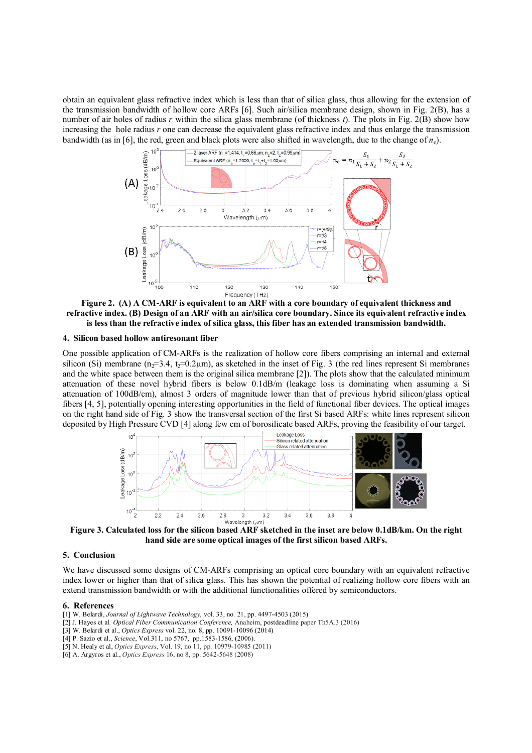obtain an equivalent glass refractive index which is less than that of silica glass, thus allowing for the extension of the transmission bandwidth of hollow core ARFs [6]. Such air/silica membrane design, shown in Fig. 2(B), has a number of air holes of radius $r$ within the silica glass membrane (of thickness $t$). The plots in Fig. 2(B) show how increasing the hole radius $r$ one can decrease the equivalent glass refractive index and thus enlarge the transmission bandwidth (as in [6], the red, green and black plots were also shifted in wavelength, due to the change of $n_e$).

(A)

2 layer ARF ($n_1$=1.414, $t_1$=0.66μm; $n_2$=2, $t_2$=0.99μm)

Equivalent ARF ($n_e$=1.7656, $t_e$=$t_1$+$t_2$=1.65μm)

Leakage Loss (dB/m)

$10^2$

$10^0$

$10^{-2}$

$10^{-4}$

2.4 2.6 2.8 3 3.2 3.4 3.6 3.8 4

Wavelength (μm)

$$n_e = n_1 \frac{S_1}{S_1 + S_2} + n_2 \frac{S_2}{S_1 + S_2}$$

t

r

(B)

r=(4/9)t

r=t/3

r=t/4

r=t/6

Leakage Loss (dB/m)

$10^5$

$10^0$

$10^{-5}$

100 110 120 130 140 150

Frequency (THz)

t

**Figure 2. (A) A CM-ARF is equivalent to an ARF with a core boundary of equivalent thickness and refractive index. (B) Design of an ARF with an air/silica core boundary. Since its equivalent refractive index is less than the refractive index of silica glass, this fiber has an extended transmission bandwidth.**

## 4. Silicon based hollow antiresonant fiber

One possible application of CM-ARFs is the realization of hollow core fibers comprising an internal and external silicon (Si) membrane ($n_2$=3.4, $t_2$=0.2μm), as sketched in the inset of Fig. 3 (the red lines represent Si membranes and the white space between them is the original silica membrane [2]). The plots show that the calculated minimum attenuation of these novel hybrid fibers is below 0.1dB/m (leakage loss is dominating when assuming a Si attenuation of 100dB/cm), almost 3 orders of magnitude lower than that of previous hybrid silicon/glass optical fibers [4, 5], potentially opening interesting opportunities in the field of functional fiber devices. The optical images on the right hand side of Fig. 3 show the transversal section of the first Si based ARFs: white lines represent silicon deposited by High Pressure CVD [4] along few cm of borosilicate based ARFs, proving the feasibility of our target.

Leakage Loss

Silicon related attenuation

Glass related attenuation

Leakage Loss (dB/m)

$10^4$

$10^2$

$10^0$

$10^{-2}$

$10^{-4}$

2 2.2 2.4 2.6 2.8 3 3.2 3.4 3.6 3.8 4

Wavelength (μm)

**Figure 3. Calculated loss for the silicon based ARF sketched in the inset are below 0.1dB/km. On the right hand side are some optical images of the first silicon based ARFs.**

## 5. Conclusion

We have discussed some designs of CM-ARFs comprising an optical core boundary with an equivalent refractive index lower or higher than that of silica glass. This has shown the potential of realizing hollow core fibers with an extend transmission bandwidth or with the additional functionalities offered by semiconductors.

## 6. References

[1] W. Belardi, *Journal of Lightwave Technology*, vol. 33, no. 21, pp. 4497-4503 (2015)
[2] J. Hayes et al. *Optical Fiber Communication Conference,* Anaheim, postdeadline paper Th5A.3 (2016)
[3] W. Belardi et al., *Optics Express* vol. 22, no. 8, pp. 10091-10096 (2014)
[4] P. Sazio et al., *Science*, Vol.311, no 5767, pp.1583-1586, (2006).
[5] N. Healy et al, *Optics Express*, Vol. 19, no 11, pp. 10979-10985 (2011)
[6] A. Argyros et al., *Optics Express* 16, no 8, pp. 5642-5648 (2008)